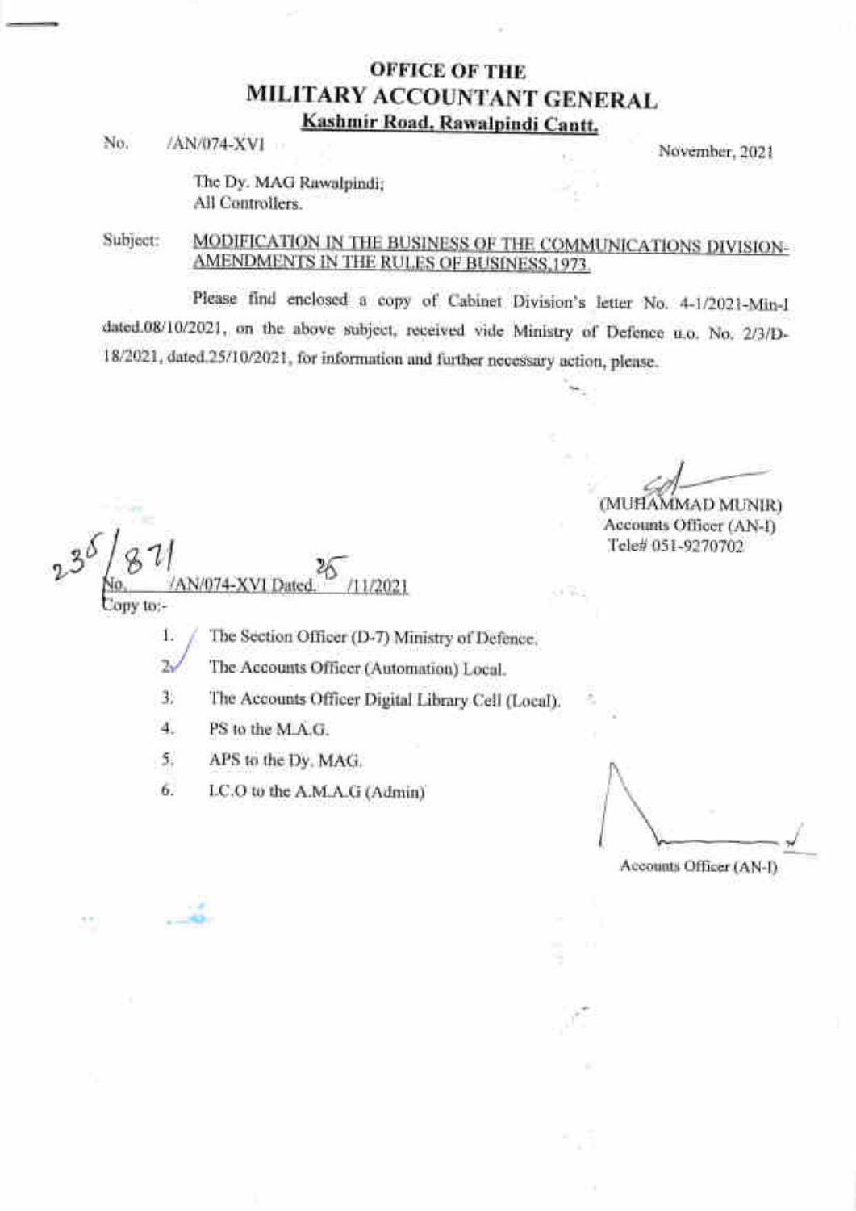# OFFICE OF THE
# MILITARY ACCOUNTANT GENERAL
**Kashmir Road, Rawalpindi Cantt.**

No. /AN/074-XVI November, 2021

The Dy. MAG Rawalpindi;
All Controllers.

Subject: MODIFICATION IN THE BUSINESS OF THE COMMUNICATIONS DIVISION-AMENDMENTS IN THE RULES OF BUSINESS,1973.

Please find enclosed a copy of Cabinet Division's letter No. 4-1/2021-Min-I dated.08/10/2021, on the above subject, received vide Ministry of Defence u.o. No. 2/3/D-18/2021, dated.25/10/2021, for information and further necessary action, please.

Sd/-
(MUHAMMAD MUNIR)
Accounts Officer (AN-I)
Tele# 051-9270702

No. 235/871 /AN/074-XVI Dated. 25 /11/2021

Copy to:-

1. The Section Officer (D-7) Ministry of Defence.
2. The Accounts Officer (Automation) Local.
3. The Accounts Officer Digital Library Cell (Local).
4. PS to the M.A.G.
5. APS to the Dy. MAG.
6. I.C.O to the A.M.A.G (Admin)

Accounts Officer (AN-I)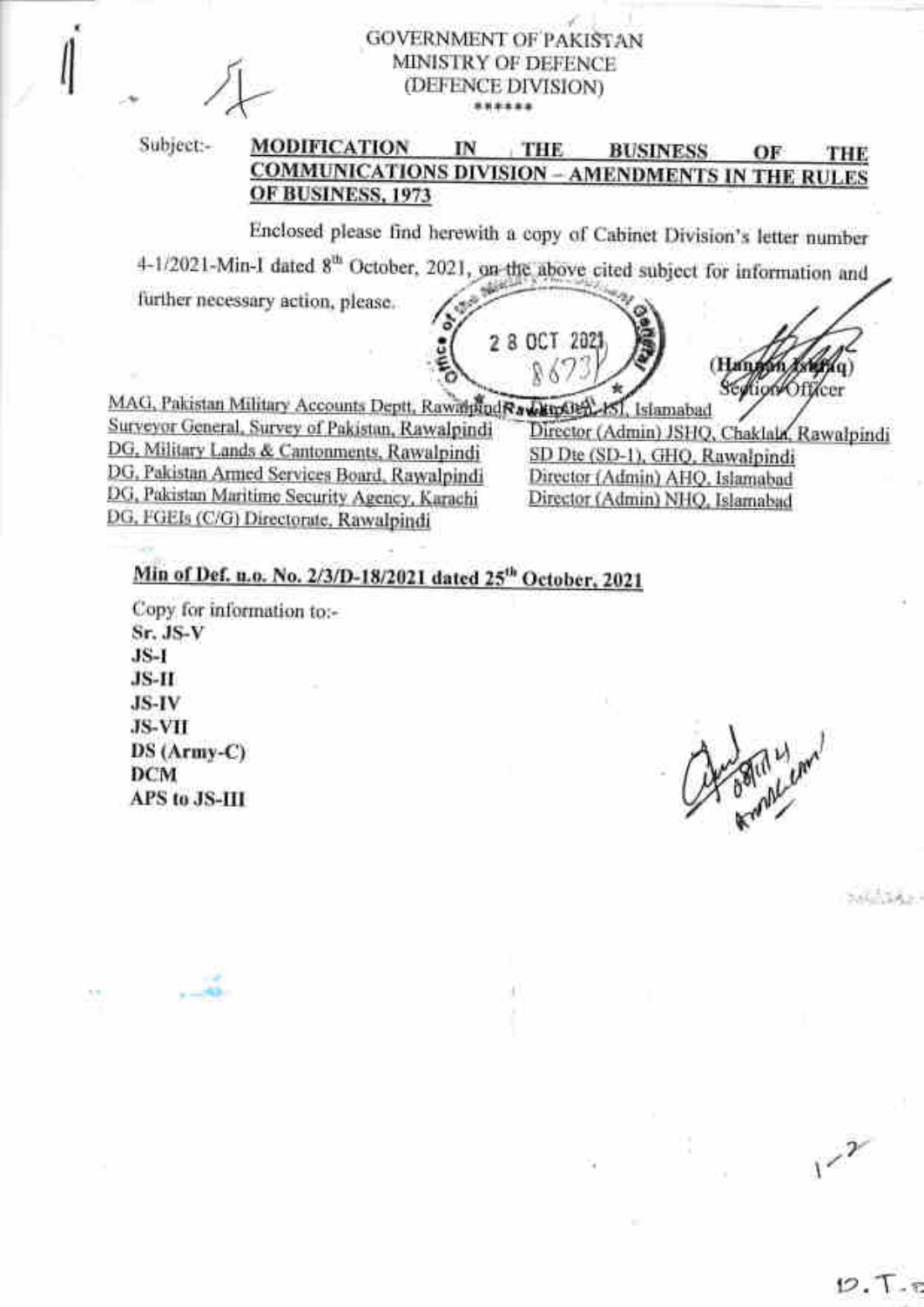GOVERNMENT OF PAKISTAN
MINISTRY OF DEFENCE
(DEFENCE DIVISION)

\*\*\*\*\*\*

Subject:- **MODIFICATION IN THE BUSINESS OF THE COMMUNICATIONS DIVISION – AMENDMENTS IN THE RULES OF BUSINESS, 1973**

Enclosed please find herewith a copy of Cabinet Division's letter number 4-1/2021-Min-I dated 8th October, 2021, on the above cited subject for information and further necessary action, please.

(Hannan Ishfaq)
Section Officer

MAG, Pakistan Military Accounts Deptt, Rawalpindi
Surveyor General, Survey of Pakistan, Rawalpindi
DG, Military Lands & Cantonments, Rawalpindi
DG, Pakistan Armed Services Board, Rawalpindi
DG, Pakistan Maritime Security Agency, Karachi
DG, FGEIs (C/G) Directorate, Rawalpindi
Rawalpindi (HQ ISI), Islamabad
Director (Admin) JSHQ, Chaklala, Rawalpindi
SD Dte (SD-1), GHQ, Rawalpindi
Director (Admin) AHQ, Islamabad
Director (Admin) NHQ, Islamabad

**Min of Def. u.o. No. 2/3/D-18/2021 dated 25th October, 2021**

Copy for information to:-
**Sr. JS-V**
**JS-I**
**JS-II**
**JS-IV**
**JS-VII**
**DS (Army-C)**
**DCM**
**APS to JS-III**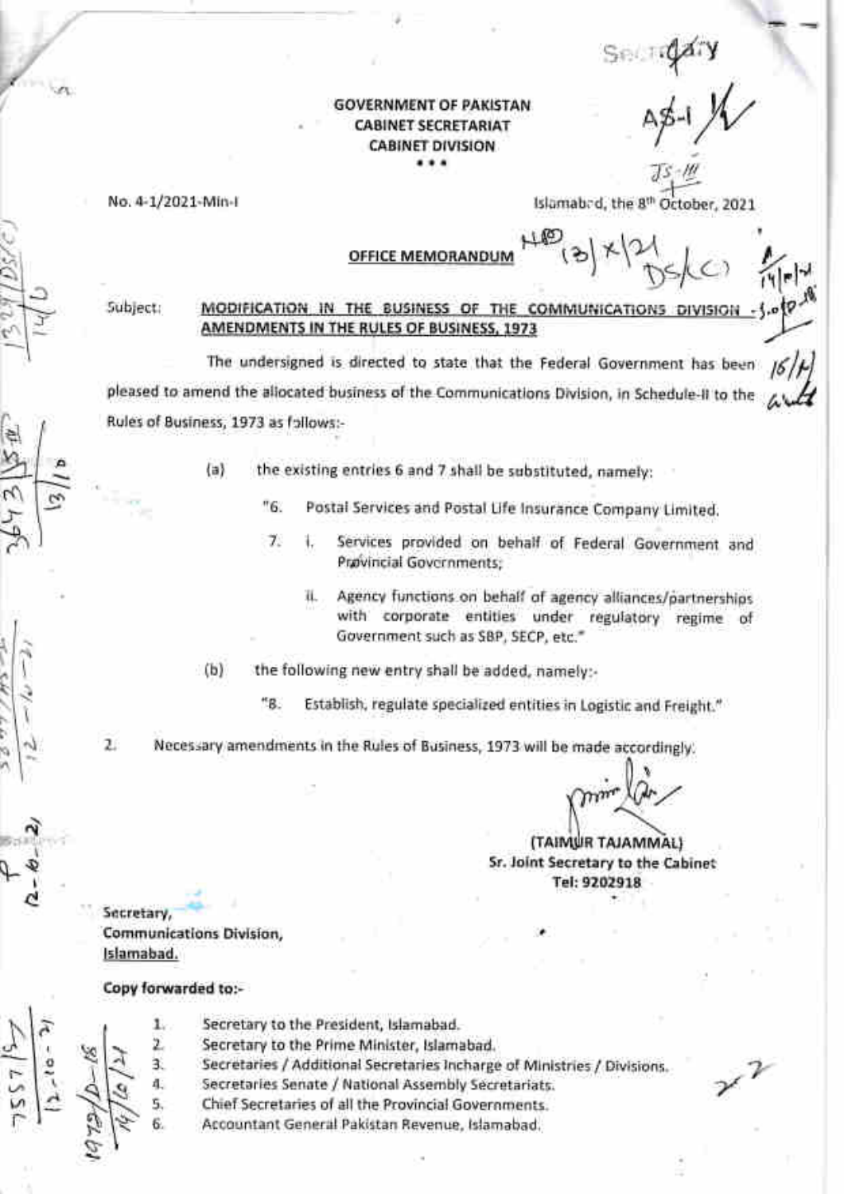**GOVERNMENT OF PAKISTAN**
**CABINET SECRETARIAT**
**CABINET DIVISION**

\* \* \*

No. 4-1/2021-Min-I

Islamabad, the 8th October, 2021

**OFFICE MEMORANDUM**

Subject: **MODIFICATION IN THE BUSINESS OF THE COMMUNICATIONS DIVISION - AMENDMENTS IN THE RULES OF BUSINESS, 1973**

The undersigned is directed to state that the Federal Government has been pleased to amend the allocated business of the Communications Division, in Schedule-II to the Rules of Business, 1973 as follows:-

(a) the existing entries 6 and 7 shall be substituted, namely:

"6. Postal Services and Postal Life Insurance Company Limited.

7. i. Services provided on behalf of Federal Government and Provincial Governments;

ii. Agency functions on behalf of agency alliances/partnerships with corporate entities under regulatory regime of Government such as SBP, SECP, etc."

(b) the following new entry shall be added, namely:-

"8. Establish, regulate specialized entities in Logistic and Freight."

2. Necessary amendments in the Rules of Business, 1973 will be made accordingly.

(TAIMUR TAJAMMAL)
Sr. Joint Secretary to the Cabinet
Tel: 9202918

Secretary,
Communications Division,
Islamabad.

**Copy forwarded to:-**

1. Secretary to the President, Islamabad.
2. Secretary to the Prime Minister, Islamabad.
3. Secretaries / Additional Secretaries Incharge of Ministries / Divisions.
4. Secretaries Senate / National Assembly Secretariats.
5. Chief Secretaries of all the Provincial Governments.
6. Accountant General Pakistan Revenue, Islamabad.